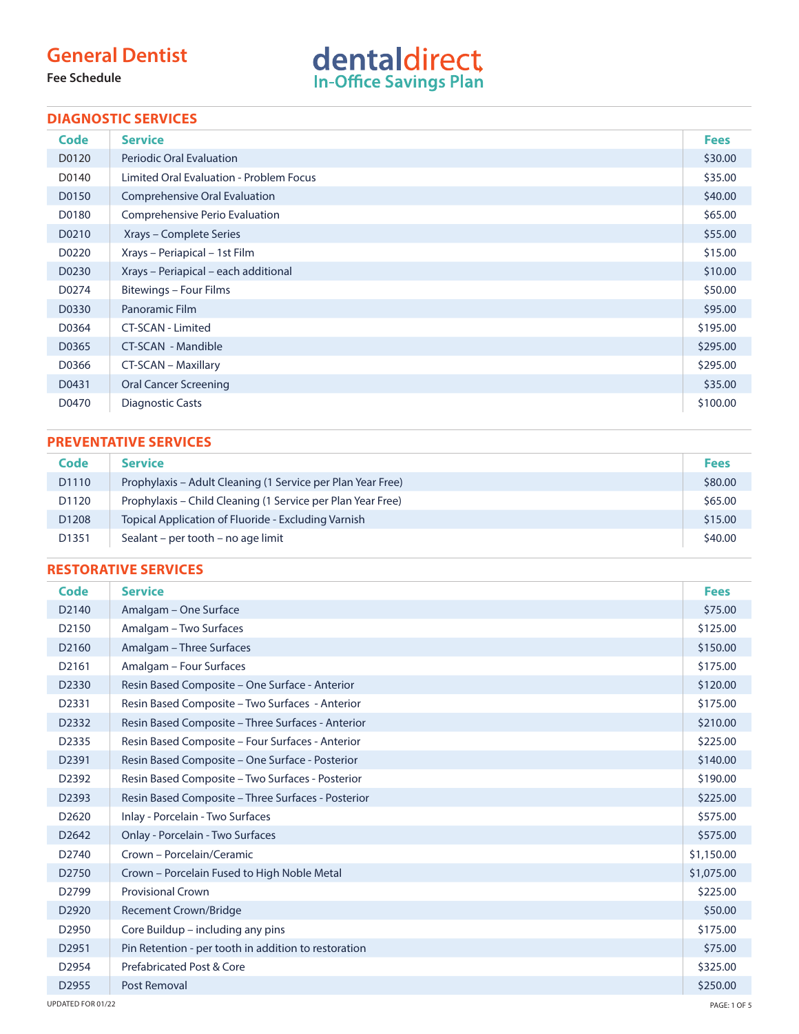# General Dentist

**Fee Schedule**

dentaldirect
In-Office Savings Plan

## DIAGNOSTIC SERVICES

| Code | Service | Fees |
|---|---|---|
| D0120 | Periodic Oral Evaluation | $30.00 |
| D0140 | Limited Oral Evaluation - Problem Focus | $35.00 |
| D0150 | Comprehensive Oral Evaluation | $40.00 |
| D0180 | Comprehensive Perio Evaluation | $65.00 |
| D0210 | Xrays – Complete Series | $55.00 |
| D0220 | Xrays – Periapical – 1st Film | $15.00 |
| D0230 | Xrays – Periapical – each additional | $10.00 |
| D0274 | Bitewings – Four Films | $50.00 |
| D0330 | Panoramic Film | $95.00 |
| D0364 | CT-SCAN - Limited | $195.00 |
| D0365 | CT-SCAN - Mandible | $295.00 |
| D0366 | CT-SCAN – Maxillary | $295.00 |
| D0431 | Oral Cancer Screening | $35.00 |
| D0470 | Diagnostic Casts | $100.00 |

## PREVENTATIVE SERVICES

| Code | Service | Fees |
|---|---|---|
| D1110 | Prophylaxis – Adult Cleaning (1 Service per Plan Year Free) | $80.00 |
| D1120 | Prophylaxis – Child Cleaning (1 Service per Plan Year Free) | $65.00 |
| D1208 | Topical Application of Fluoride - Excluding Varnish | $15.00 |
| D1351 | Sealant – per tooth – no age limit | $40.00 |

## RESTORATIVE SERVICES

| Code | Service | Fees |
|---|---|---|
| D2140 | Amalgam – One Surface | $75.00 |
| D2150 | Amalgam – Two Surfaces | $125.00 |
| D2160 | Amalgam – Three Surfaces | $150.00 |
| D2161 | Amalgam – Four Surfaces | $175.00 |
| D2330 | Resin Based Composite – One Surface - Anterior | $120.00 |
| D2331 | Resin Based Composite – Two Surfaces - Anterior | $175.00 |
| D2332 | Resin Based Composite – Three Surfaces - Anterior | $210.00 |
| D2335 | Resin Based Composite – Four Surfaces - Anterior | $225.00 |
| D2391 | Resin Based Composite – One Surface - Posterior | $140.00 |
| D2392 | Resin Based Composite – Two Surfaces - Posterior | $190.00 |
| D2393 | Resin Based Composite – Three Surfaces - Posterior | $225.00 |
| D2620 | Inlay - Porcelain - Two Surfaces | $575.00 |
| D2642 | Onlay - Porcelain - Two Surfaces | $575.00 |
| D2740 | Crown – Porcelain/Ceramic | $1,150.00 |
| D2750 | Crown – Porcelain Fused to High Noble Metal | $1,075.00 |
| D2799 | Provisional Crown | $225.00 |
| D2920 | Recement Crown/Bridge | $50.00 |
| D2950 | Core Buildup – including any pins | $175.00 |
| D2951 | Pin Retention - per tooth in addition to restoration | $75.00 |
| D2954 | Prefabricated Post & Core | $325.00 |
| D2955 | Post Removal | $250.00 |

UPDATED FOR 01/22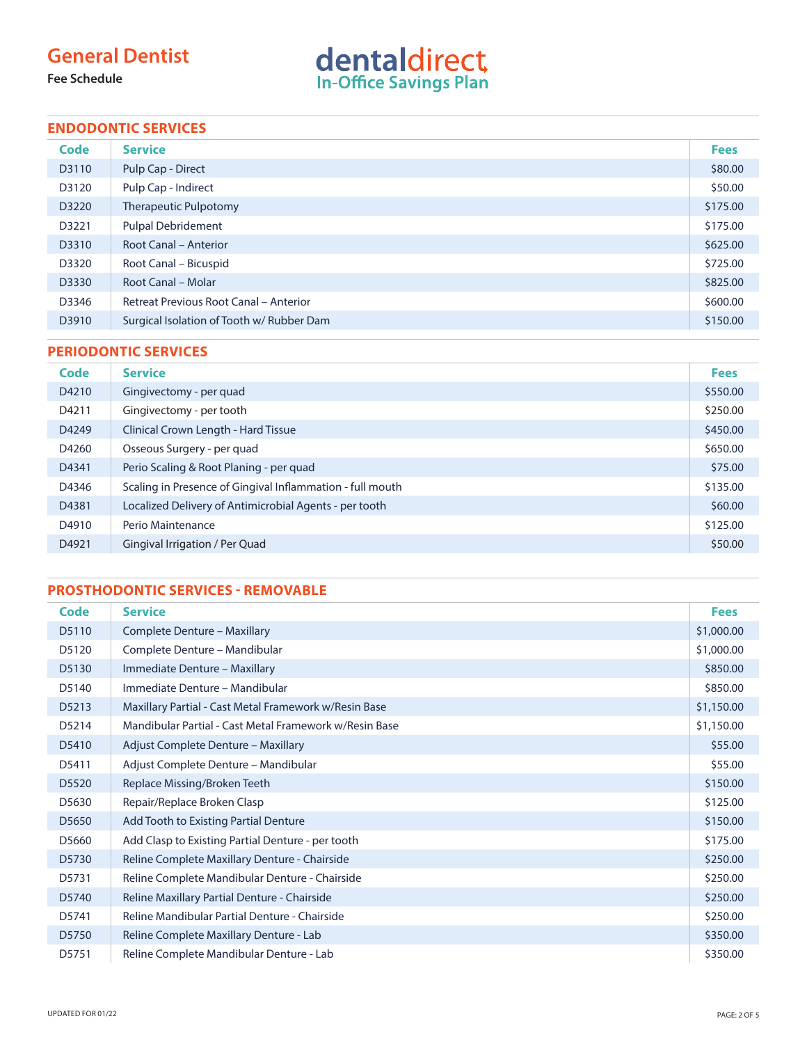# General Dentist

**Fee Schedule**

dentaldirect
In-Office Savings Plan

## ENDODONTIC SERVICES

| Code | Service | Fees |
|---|---|---|
| D3110 | Pulp Cap - Direct | $80.00 |
| D3120 | Pulp Cap - Indirect | $50.00 |
| D3220 | Therapeutic Pulpotomy | $175.00 |
| D3221 | Pulpal Debridement | $175.00 |
| D3310 | Root Canal – Anterior | $625.00 |
| D3320 | Root Canal – Bicuspid | $725.00 |
| D3330 | Root Canal – Molar | $825.00 |
| D3346 | Retreat Previous Root Canal – Anterior | $600.00 |
| D3910 | Surgical Isolation of Tooth w/ Rubber Dam | $150.00 |

## PERIODONTIC SERVICES

| Code | Service | Fees |
|---|---|---|
| D4210 | Gingivectomy - per quad | $550.00 |
| D4211 | Gingivectomy - per tooth | $250.00 |
| D4249 | Clinical Crown Length - Hard Tissue | $450.00 |
| D4260 | Osseous Surgery - per quad | $650.00 |
| D4341 | Perio Scaling & Root Planing - per quad | $75.00 |
| D4346 | Scaling in Presence of Gingival Inflammation - full mouth | $135.00 |
| D4381 | Localized Delivery of Antimicrobial Agents - per tooth | $60.00 |
| D4910 | Perio Maintenance | $125.00 |
| D4921 | Gingival Irrigation / Per Quad | $50.00 |

## PROSTHODONTIC SERVICES - REMOVABLE

| Code | Service | Fees |
|---|---|---|
| D5110 | Complete Denture – Maxillary | $1,000.00 |
| D5120 | Complete Denture – Mandibular | $1,000.00 |
| D5130 | Immediate Denture – Maxillary | $850.00 |
| D5140 | Immediate Denture – Mandibular | $850.00 |
| D5213 | Maxillary Partial - Cast Metal Framework w/Resin Base | $1,150.00 |
| D5214 | Mandibular Partial - Cast Metal Framework w/Resin Base | $1,150.00 |
| D5410 | Adjust Complete Denture – Maxillary | $55.00 |
| D5411 | Adjust Complete Denture – Mandibular | $55.00 |
| D5520 | Replace Missing/Broken Teeth | $150.00 |
| D5630 | Repair/Replace Broken Clasp | $125.00 |
| D5650 | Add Tooth to Existing Partial Denture | $150.00 |
| D5660 | Add Clasp to Existing Partial Denture - per tooth | $175.00 |
| D5730 | Reline Complete Maxillary Denture - Chairside | $250.00 |
| D5731 | Reline Complete Mandibular Denture - Chairside | $250.00 |
| D5740 | Reline Maxillary Partial Denture - Chairside | $250.00 |
| D5741 | Reline Mandibular Partial Denture - Chairside | $250.00 |
| D5750 | Reline Complete Maxillary Denture - Lab | $350.00 |
| D5751 | Reline Complete Mandibular Denture - Lab | $350.00 |

UPDATED FOR 01/22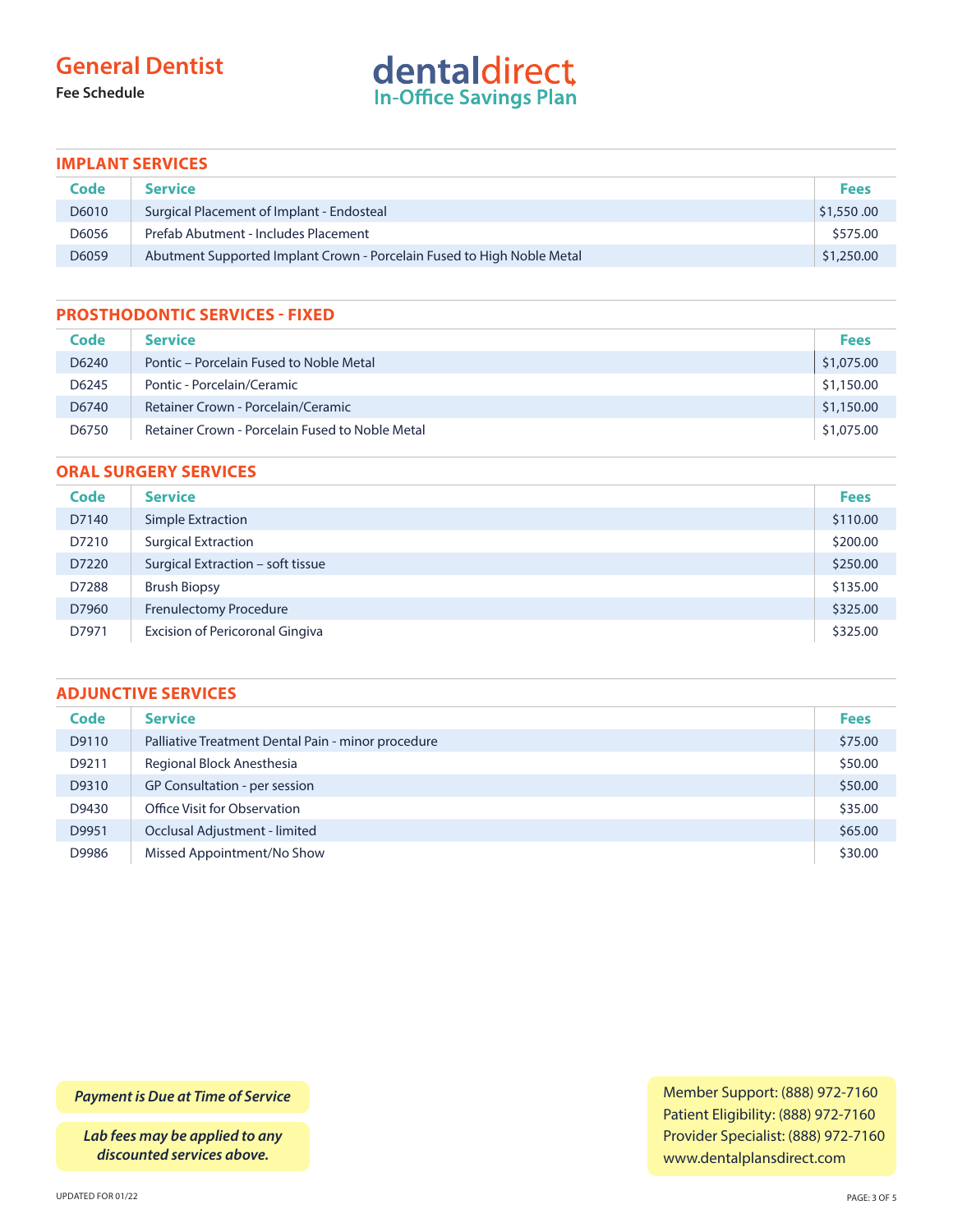# General Dentist

**Fee Schedule**

dentaldirect
In-Office Savings Plan

## IMPLANT SERVICES

| Code | Service | Fees |
|---|---|---|
| D6010 | Surgical Placement of Implant - Endosteal | $1,550 .00 |
| D6056 | Prefab Abutment - Includes Placement | $575.00 |
| D6059 | Abutment Supported Implant Crown - Porcelain Fused to High Noble Metal | $1,250.00 |

## PROSTHODONTIC SERVICES - FIXED

| Code | Service | Fees |
|---|---|---|
| D6240 | Pontic – Porcelain Fused to Noble Metal | $1,075.00 |
| D6245 | Pontic - Porcelain/Ceramic | $1,150.00 |
| D6740 | Retainer Crown - Porcelain/Ceramic | $1,150.00 |
| D6750 | Retainer Crown - Porcelain Fused to Noble Metal | $1,075.00 |

## ORAL SURGERY SERVICES

| Code | Service | Fees |
|---|---|---|
| D7140 | Simple Extraction | $110.00 |
| D7210 | Surgical Extraction | $200.00 |
| D7220 | Surgical Extraction – soft tissue | $250.00 |
| D7288 | Brush Biopsy | $135.00 |
| D7960 | Frenulectomy Procedure | $325.00 |
| D7971 | Excision of Pericoronal Gingiva | $325.00 |

## ADJUNCTIVE SERVICES

| Code | Service | Fees |
|---|---|---|
| D9110 | Palliative Treatment Dental Pain - minor procedure | $75.00 |
| D9211 | Regional Block Anesthesia | $50.00 |
| D9310 | GP Consultation - per session | $50.00 |
| D9430 | Office Visit for Observation | $35.00 |
| D9951 | Occlusal Adjustment - limited | $65.00 |
| D9986 | Missed Appointment/No Show | $30.00 |

***Payment is Due at Time of Service***

***Lab fees may be applied to any discounted services above.***

Member Support: (888) 972-7160
Patient Eligibility: (888) 972-7160
Provider Specialist: (888) 972-7160
www.dentalplansdirect.com

UPDATED FOR 01/22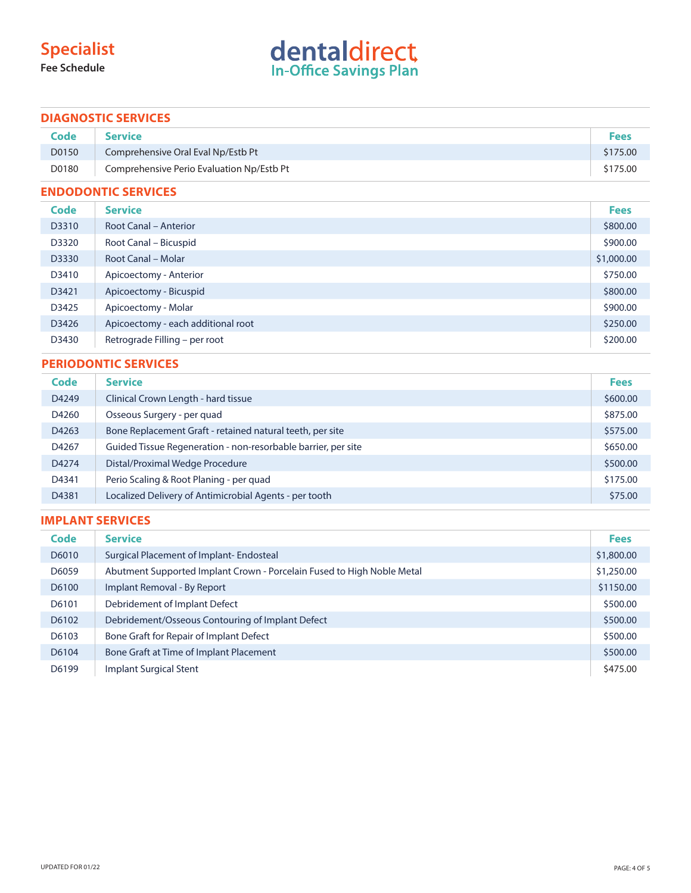# Specialist

**Fee Schedule**

dentaldirect
In-Office Savings Plan

## DIAGNOSTIC SERVICES

| Code | Service | Fees |
|---|---|---|
| D0150 | Comprehensive Oral Eval Np/Estb Pt | $175.00 |
| D0180 | Comprehensive Perio Evaluation Np/Estb Pt | $175.00 |

## ENDODONTIC SERVICES

| Code | Service | Fees |
|---|---|---|
| D3310 | Root Canal – Anterior | $800.00 |
| D3320 | Root Canal – Bicuspid | $900.00 |
| D3330 | Root Canal – Molar | $1,000.00 |
| D3410 | Apicoectomy - Anterior | $750.00 |
| D3421 | Apicoectomy - Bicuspid | $800.00 |
| D3425 | Apicoectomy - Molar | $900.00 |
| D3426 | Apicoectomy - each additional root | $250.00 |
| D3430 | Retrograde Filling – per root | $200.00 |

## PERIODONTIC SERVICES

| Code | Service | Fees |
|---|---|---|
| D4249 | Clinical Crown Length - hard tissue | $600.00 |
| D4260 | Osseous Surgery - per quad | $875.00 |
| D4263 | Bone Replacement Graft - retained natural teeth, per site | $575.00 |
| D4267 | Guided Tissue Regeneration - non-resorbable barrier, per site | $650.00 |
| D4274 | Distal/Proximal Wedge Procedure | $500.00 |
| D4341 | Perio Scaling & Root Planing - per quad | $175.00 |
| D4381 | Localized Delivery of Antimicrobial Agents - per tooth | $75.00 |

## IMPLANT SERVICES

| Code | Service | Fees |
|---|---|---|
| D6010 | Surgical Placement of Implant- Endosteal | $1,800.00 |
| D6059 | Abutment Supported Implant Crown - Porcelain Fused to High Noble Metal | $1,250.00 |
| D6100 | Implant Removal - By Report | $1150.00 |
| D6101 | Debridement of Implant Defect | $500.00 |
| D6102 | Debridement/Osseous Contouring of Implant Defect | $500.00 |
| D6103 | Bone Graft for Repair of Implant Defect | $500.00 |
| D6104 | Bone Graft at Time of Implant Placement | $500.00 |
| D6199 | Implant Surgical Stent | $475.00 |

UPDATED FOR 01/22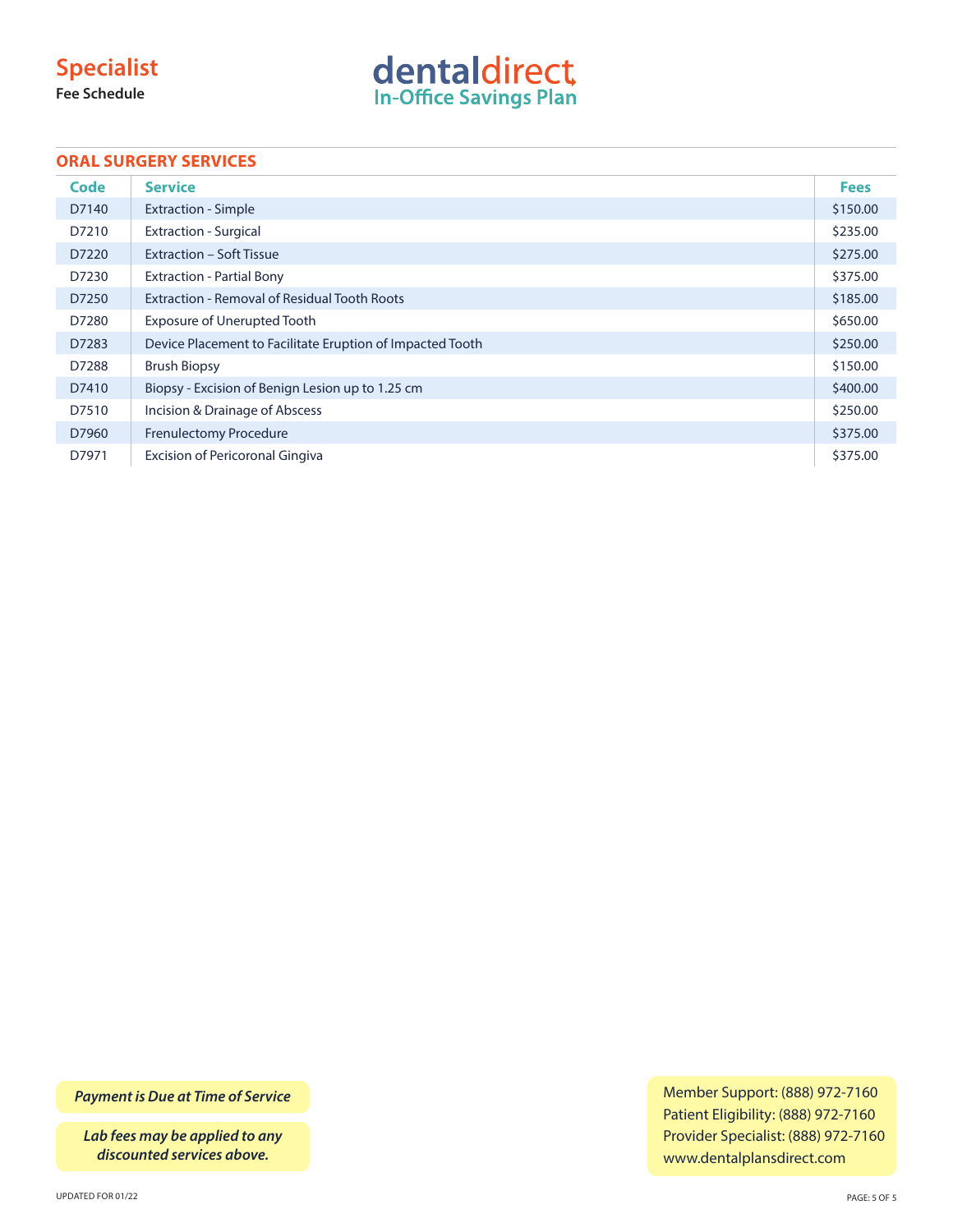# Specialist

**Fee Schedule**

dentaldirect
In-Office Savings Plan

## ORAL SURGERY SERVICES

| Code | Service | Fees |
|---|---|---|
| D7140 | Extraction - Simple | $150.00 |
| D7210 | Extraction - Surgical | $235.00 |
| D7220 | Extraction – Soft Tissue | $275.00 |
| D7230 | Extraction - Partial Bony | $375.00 |
| D7250 | Extraction - Removal of Residual Tooth Roots | $185.00 |
| D7280 | Exposure of Unerupted Tooth | $650.00 |
| D7283 | Device Placement to Facilitate Eruption of Impacted Tooth | $250.00 |
| D7288 | Brush Biopsy | $150.00 |
| D7410 | Biopsy - Excision of Benign Lesion up to 1.25 cm | $400.00 |
| D7510 | Incision & Drainage of Abscess | $250.00 |
| D7960 | Frenulectomy Procedure | $375.00 |
| D7971 | Excision of Pericoronal Gingiva | $375.00 |

***Payment is Due at Time of Service***

***Lab fees may be applied to any discounted services above.***

Member Support: (888) 972-7160
Patient Eligibility: (888) 972-7160
Provider Specialist: (888) 972-7160
www.dentalplansdirect.com

UPDATED FOR 01/22